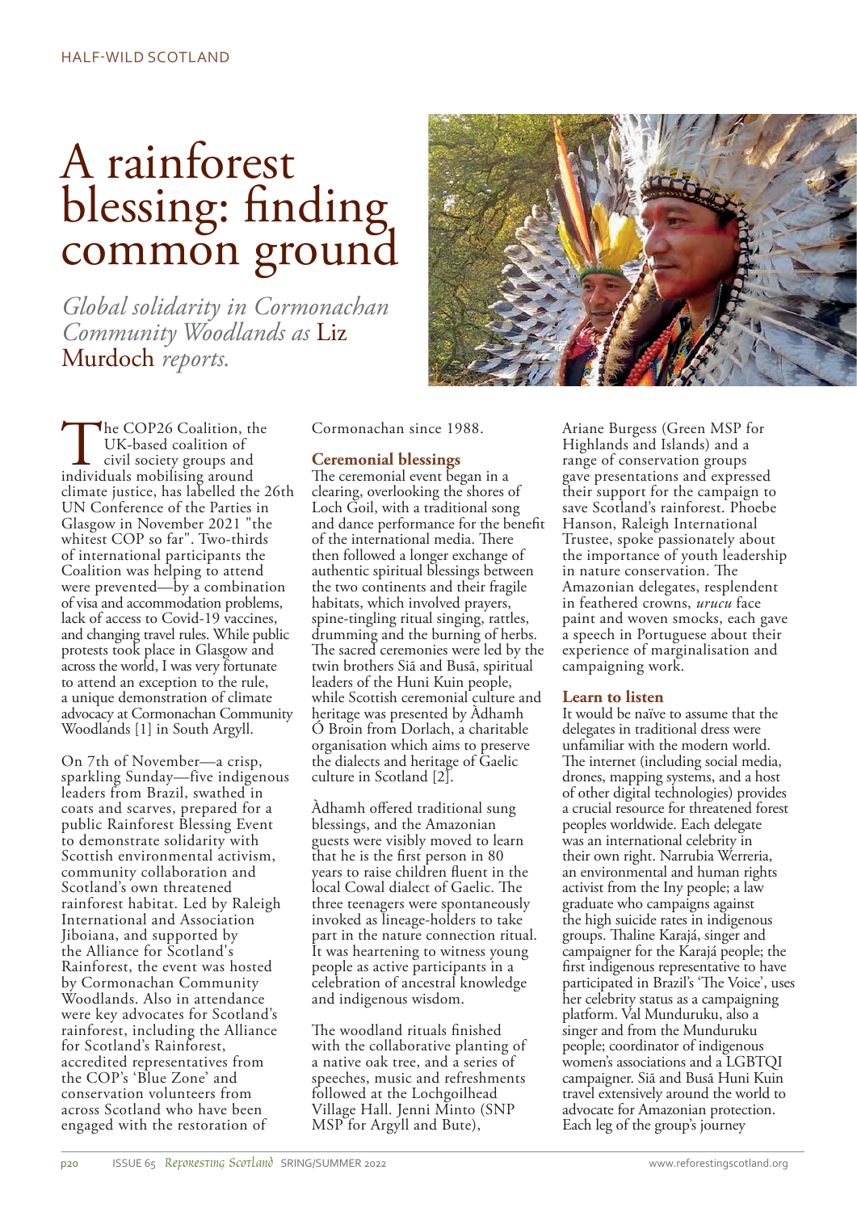# A rainforest blessing: finding common ground

*Global solidarity in Cormonachan Community Woodlands as* Liz Murdoch *reports.*

The COP26 Coalition, the UK-based coalition of civil society groups and individuals mobilising around climate justice, has labelled the 26th UN Conference of the Parties in Glasgow in November 2021 "the whitest COP so far". Two-thirds of international participants the Coalition was helping to attend were prevented—by a combination of visa and accommodation problems, lack of access to Covid-19 vaccines, and changing travel rules. While public protests took place in Glasgow and across the world, I was very fortunate to attend an exception to the rule, a unique demonstration of climate advocacy at Cormonachan Community Woodlands [1] in South Argyll.

On 7th of November—a crisp, sparkling Sunday—five indigenous leaders from Brazil, swathed in coats and scarves, prepared for a public Rainforest Blessing Event to demonstrate solidarity with Scottish environmental activism, community collaboration and Scotland's own threatened rainforest habitat. Led by Raleigh International and Association Jiboiana, and supported by the Alliance for Scotland's Rainforest, the event was hosted by Cormonachan Community Woodlands. Also in attendance were key advocates for Scotland's rainforest, including the Alliance for Scotland's Rainforest, accredited representatives from the COP's 'Blue Zone' and conservation volunteers from across Scotland who have been engaged with the restoration of Cormonachan since 1988.

## Ceremonial blessings

The ceremonial event began in a clearing, overlooking the shores of Loch Goil, with a traditional song and dance performance for the benefit of the international media. There then followed a longer exchange of authentic spiritual blessings between the two continents and their fragile habitats, which involved prayers, spine-tingling ritual singing, rattles, drumming and the burning of herbs. The sacred ceremonies were led by the twin brothers Siã and Busã, spiritual leaders of the Huni Kuin people, while Scottish ceremonial culture and heritage was presented by Àdhamh Ó Broin from Dorlach, a charitable organisation which aims to preserve the dialects and heritage of Gaelic culture in Scotland [2].

Àdhamh offered traditional sung blessings, and the Amazonian guests were visibly moved to learn that he is the first person in 80 years to raise children fluent in the local Cowal dialect of Gaelic. The three teenagers were spontaneously invoked as lineage-holders to take part in the nature connection ritual. It was heartening to witness young people as active participants in a celebration of ancestral knowledge and indigenous wisdom.

The woodland rituals finished with the collaborative planting of a native oak tree, and a series of speeches, music and refreshments followed at the Lochgoilhead Village Hall. Jenni Minto (SNP MSP for Argyll and Bute), Ariane Burgess (Green MSP for Highlands and Islands) and a range of conservation groups gave presentations and expressed their support for the campaign to save Scotland's rainforest. Phoebe Hanson, Raleigh International Trustee, spoke passionately about the importance of youth leadership in nature conservation. The Amazonian delegates, resplendent in feathered crowns, *urucu* face paint and woven smocks, each gave a speech in Portuguese about their experience of marginalisation and campaigning work.

## Learn to listen

It would be naïve to assume that the delegates in traditional dress were unfamiliar with the modern world. The internet (including social media, drones, mapping systems, and a host of other digital technologies) provides a crucial resource for threatened forest peoples worldwide. Each delegate was an international celebrity in their own right. Narrubia Werreria, an environmental and human rights activist from the Iny people; a law graduate who campaigns against the high suicide rates in indigenous groups. Thaline Karajá, singer and campaigner for the Karajá people; the first indigenous representative to have participated in Brazil's 'The Voice', uses her celebrity status as a campaigning platform. Val Munduruku, also a singer and from the Munduruku people; coordinator of indigenous women's associations and a LGBTQI campaigner. Siã and Busã Huni Kuin travel extensively around the world to advocate for Amazonian protection. Each leg of the group's journey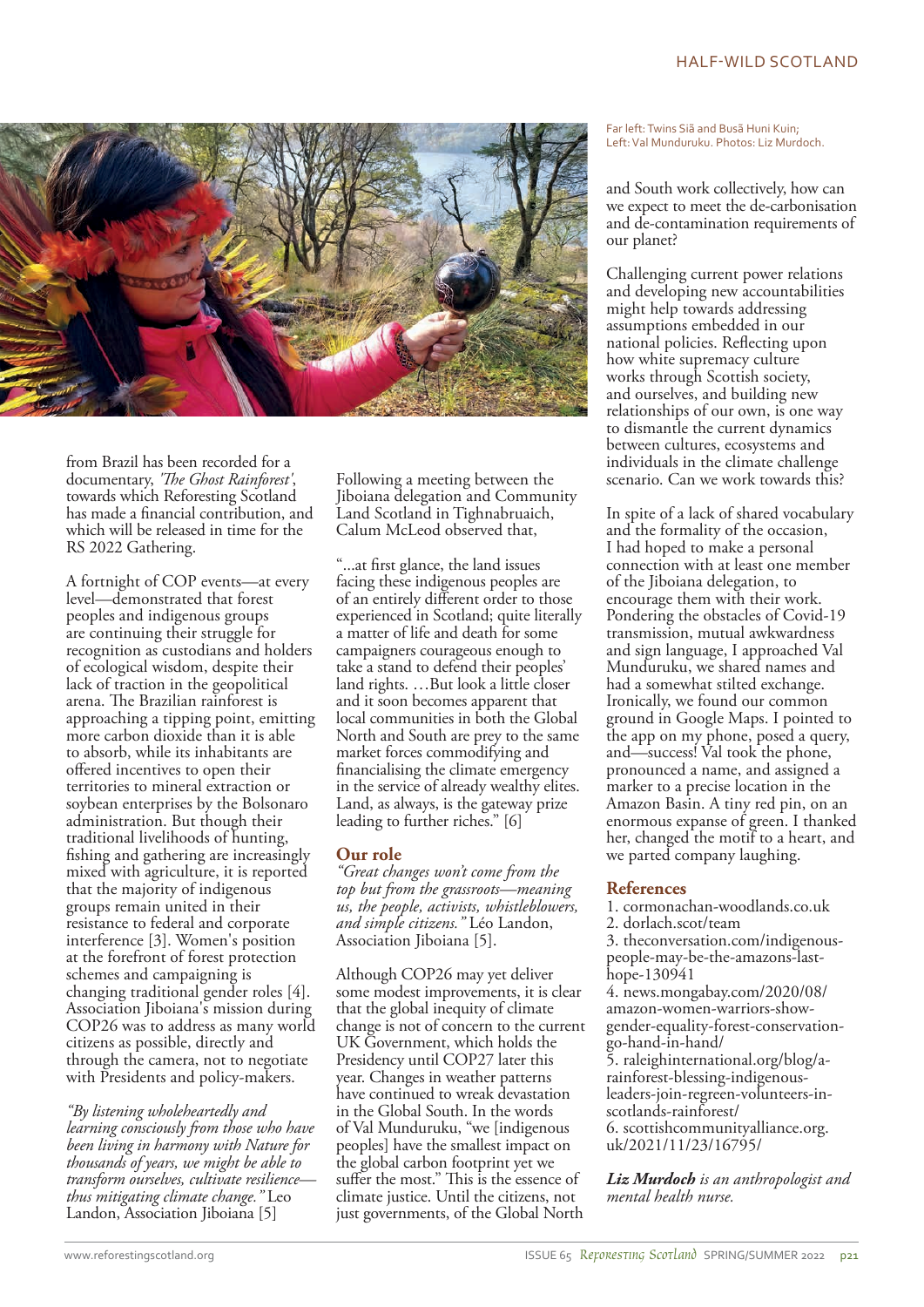Far left: Twins Siã and Busã Huni Kuin; Left: Val Munduruku. Photos: Liz Murdoch.

from Brazil has been recorded for a documentary, *'The Ghost Rainforest'*, towards which Reforesting Scotland has made a financial contribution, and which will be released in time for the RS 2022 Gathering.

A fortnight of COP events—at every level—demonstrated that forest peoples and indigenous groups are continuing their struggle for recognition as custodians and holders of ecological wisdom, despite their lack of traction in the geopolitical arena. The Brazilian rainforest is approaching a tipping point, emitting more carbon dioxide than it is able to absorb, while its inhabitants are offered incentives to open their territories to mineral extraction or soybean enterprises by the Bolsonaro administration. But though their traditional livelihoods of hunting, fishing and gathering are increasingly mixed with agriculture, it is reported that the majority of indigenous groups remain united in their resistance to federal and corporate interference [3]. Women's position at the forefront of forest protection schemes and campaigning is changing traditional gender roles [4]. Association Jiboiana's mission during COP26 was to address as many world citizens as possible, directly and through the camera, not to negotiate with Presidents and policy-makers.

*"By listening wholeheartedly and learning consciously from those who have been living in harmony with Nature for thousands of years, we might be able to transform ourselves, cultivate resilience—thus mitigating climate change."* Leo Landon, Association Jiboiana [5]

Following a meeting between the Jiboiana delegation and Community Land Scotland in Tighnabruaich, Calum McLeod observed that,

"...at first glance, the land issues facing these indigenous peoples are of an entirely different order to those experienced in Scotland; quite literally a matter of life and death for some campaigners courageous enough to take a stand to defend their peoples' land rights. …But look a little closer and it soon becomes apparent that local communities in both the Global North and South are prey to the same market forces commodifying and financialising the climate emergency in the service of already wealthy elites. Land, as always, is the gateway prize leading to further riches." [6]

## Our role

*"Great changes won't come from the top but from the grassroots—meaning us, the people, activists, whistleblowers, and simple citizens."* Léo Landon, Association Jiboiana [5].

Although COP26 may yet deliver some modest improvements, it is clear that the global inequity of climate change is not of concern to the current UK Government, which holds the Presidency until COP27 later this year. Changes in weather patterns have continued to wreak devastation in the Global South. In the words of Val Munduruku, "we [indigenous peoples] have the smallest impact on the global carbon footprint yet we suffer the most." This is the essence of climate justice. Until the citizens, not just governments, of the Global North and South work collectively, how can we expect to meet the de-carbonisation and de-contamination requirements of our planet?

Challenging current power relations and developing new accountabilities might help towards addressing assumptions embedded in our national policies. Reflecting upon how white supremacy culture works through Scottish society, and ourselves, and building new relationships of our own, is one way to dismantle the current dynamics between cultures, ecosystems and individuals in the climate challenge scenario. Can we work towards this?

In spite of a lack of shared vocabulary and the formality of the occasion, I had hoped to make a personal connection with at least one member of the Jiboiana delegation, to encourage them with their work. Pondering the obstacles of Covid-19 transmission, mutual awkwardness and sign language, I approached Val Munduruku, we shared names and had a somewhat stilted exchange. Ironically, we found our common ground in Google Maps. I pointed to the app on my phone, posed a query, and—success! Val took the phone, pronounced a name, and assigned a marker to a precise location in the Amazon Basin. A tiny red pin, on an enormous expanse of green. I thanked her, changed the motif to a heart, and we parted company laughing.

## References

1. cormonachan-woodlands.co.uk
2. dorlach.scot/team
3. theconversation.com/indigenous-people-may-be-the-amazons-last-hope-130941
4. news.mongabay.com/2020/08/amazon-women-warriors-show-gender-equality-forest-conservation-go-hand-in-hand/
5. raleighinternational.org/blog/a-rainforest-blessing-indigenous-leaders-join-regreen-volunteers-in-scotlands-rainforest/
6. scottishcommunityalliance.org.uk/2021/11/23/16795/

***Liz Murdoch*** *is an anthropologist and mental health nurse.*